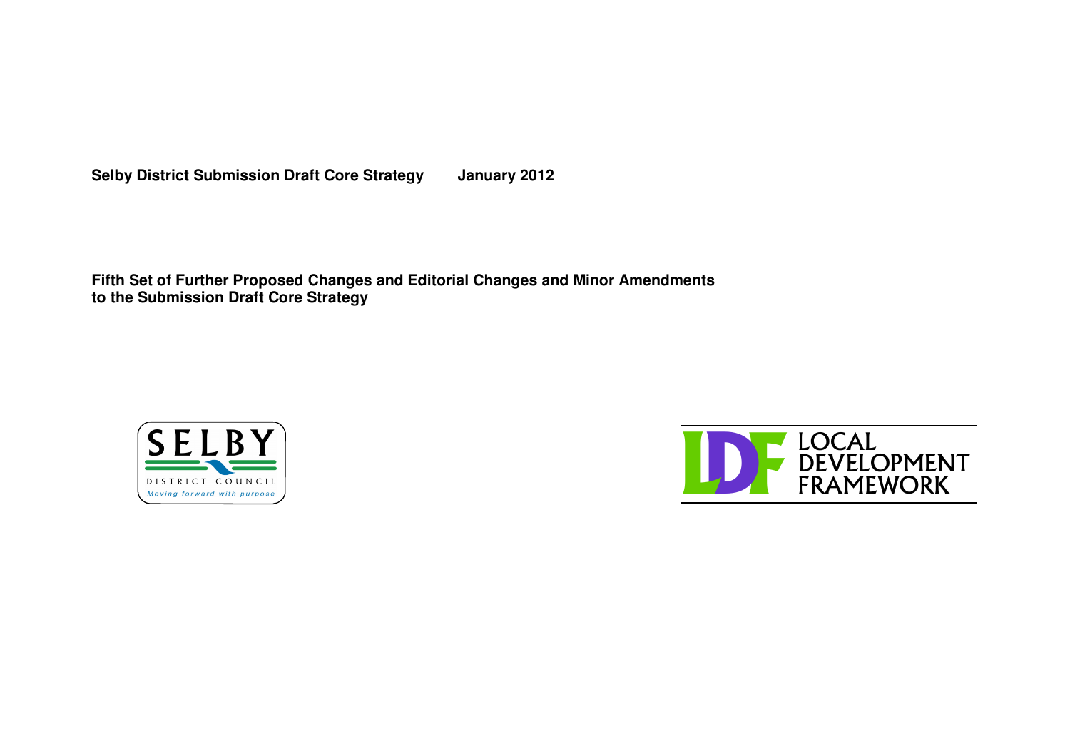**Selby District Submission Draft Core Strategy January 2012**

**Fifth Set of Further Proposed Changes and Editorial Changes and Minor Amendments to the Submission Draft Core Strategy**

SELBY
DISTRICT COUNCIL
*Moving forward with purpose*

LDF LOCAL DEVELOPMENT FRAMEWORK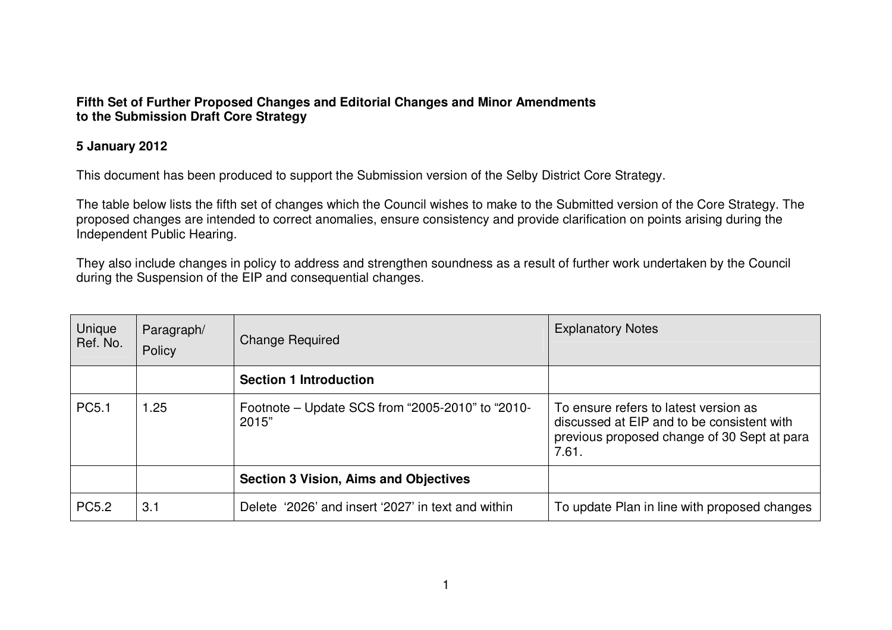**Fifth Set of Further Proposed Changes and Editorial Changes and Minor Amendments to the Submission Draft Core Strategy**

**5 January 2012**

This document has been produced to support the Submission version of the Selby District Core Strategy.

The table below lists the fifth set of changes which the Council wishes to make to the Submitted version of the Core Strategy. The proposed changes are intended to correct anomalies, ensure consistency and provide clarification on points arising during the Independent Public Hearing.

They also include changes in policy to address and strengthen soundness as a result of further work undertaken by the Council during the Suspension of the EIP and consequential changes.

| Unique Ref. No. | Paragraph/ Policy | Change Required | Explanatory Notes |
|---|---|---|---|
| | | **Section 1 Introduction** | |
| PC5.1 | 1.25 | Footnote – Update SCS from “2005-2010” to “2010-2015” | To ensure refers to latest version as discussed at EIP and to be consistent with previous proposed change of 30 Sept at para 7.61. |
| | | **Section 3 Vision, Aims and Objectives** | |
| PC5.2 | 3.1 | Delete ‘2026’ and insert ‘2027’ in text and within | To update Plan in line with proposed changes |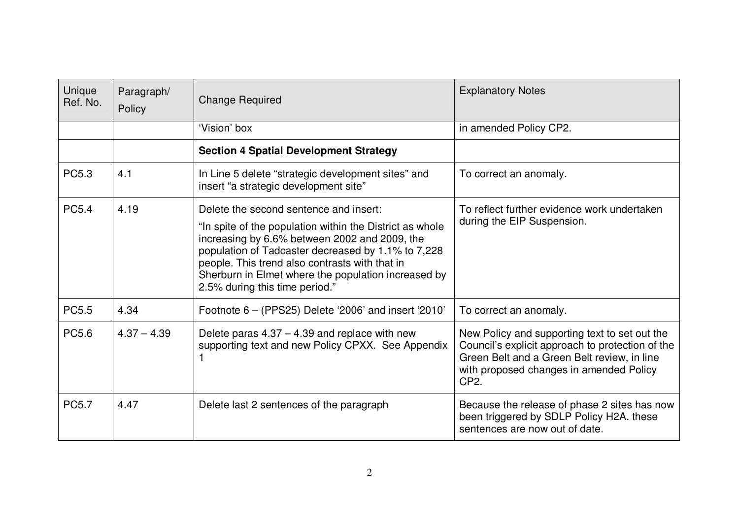| Unique Ref. No. | Paragraph/ Policy | Change Required | Explanatory Notes |
|---|---|---|---|
| | | 'Vision' box | in amended Policy CP2. |
| | | **Section 4 Spatial Development Strategy** | |
| PC5.3 | 4.1 | In Line 5 delete "strategic development sites" and insert "a strategic development site" | To correct an anomaly. |
| PC5.4 | 4.19 | Delete the second sentence and insert:<br>"In spite of the population within the District as whole increasing by 6.6% between 2002 and 2009, the population of Tadcaster decreased by 1.1% to 7,228 people. This trend also contrasts with that in Sherburn in Elmet where the population increased by 2.5% during this time period." | To reflect further evidence work undertaken during the EIP Suspension. |
| PC5.5 | 4.34 | Footnote 6 – (PPS25) Delete '2006' and insert '2010' | To correct an anomaly. |
| PC5.6 | 4.37 – 4.39 | Delete paras 4.37 – 4.39 and replace with new supporting text and new Policy CPXX. See Appendix 1 | New Policy and supporting text to set out the Council's explicit approach to protection of the Green Belt and a Green Belt review, in line with proposed changes in amended Policy CP2. |
| PC5.7 | 4.47 | Delete last 2 sentences of the paragraph | Because the release of phase 2 sites has now been triggered by SDLP Policy H2A. these sentences are now out of date. |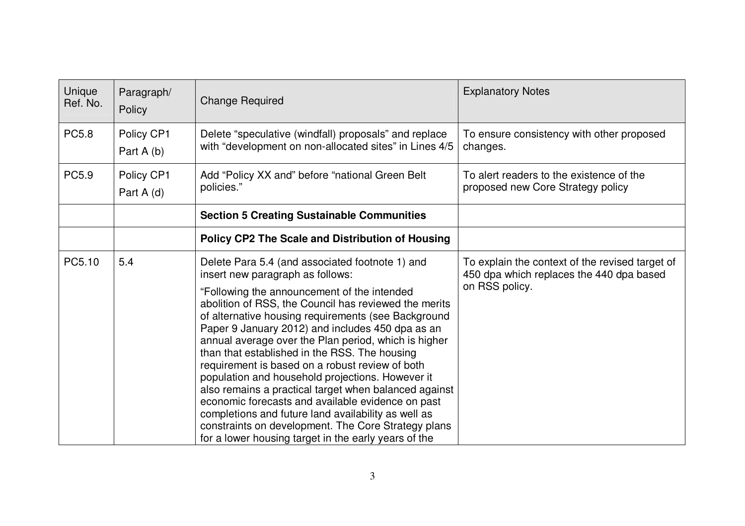| Unique Ref. No. | Paragraph/ Policy | Change Required | Explanatory Notes |
|---|---|---|---|
| PC5.8 | Policy CP1 Part A (b) | Delete "speculative (windfall) proposals" and replace with "development on non-allocated sites" in Lines 4/5 | To ensure consistency with other proposed changes. |
| PC5.9 | Policy CP1 Part A (d) | Add "Policy XX and" before "national Green Belt policies." | To alert readers to the existence of the proposed new Core Strategy policy |
| | | **Section 5 Creating Sustainable Communities** | |
| | | **Policy CP2 The Scale and Distribution of Housing** | |
| PC5.10 | 5.4 | Delete Para 5.4 (and associated footnote 1) and insert new paragraph as follows: "Following the announcement of the intended abolition of RSS, the Council has reviewed the merits of alternative housing requirements (see Background Paper 9 January 2012) and includes 450 dpa as an annual average over the Plan period, which is higher than that established in the RSS. The housing requirement is based on a robust review of both population and household projections. However it also remains a practical target when balanced against economic forecasts and available evidence on past completions and future land availability as well as constraints on development. The Core Strategy plans for a lower housing target in the early years of the | To explain the context of the revised target of 450 dpa which replaces the 440 dpa based on RSS policy. |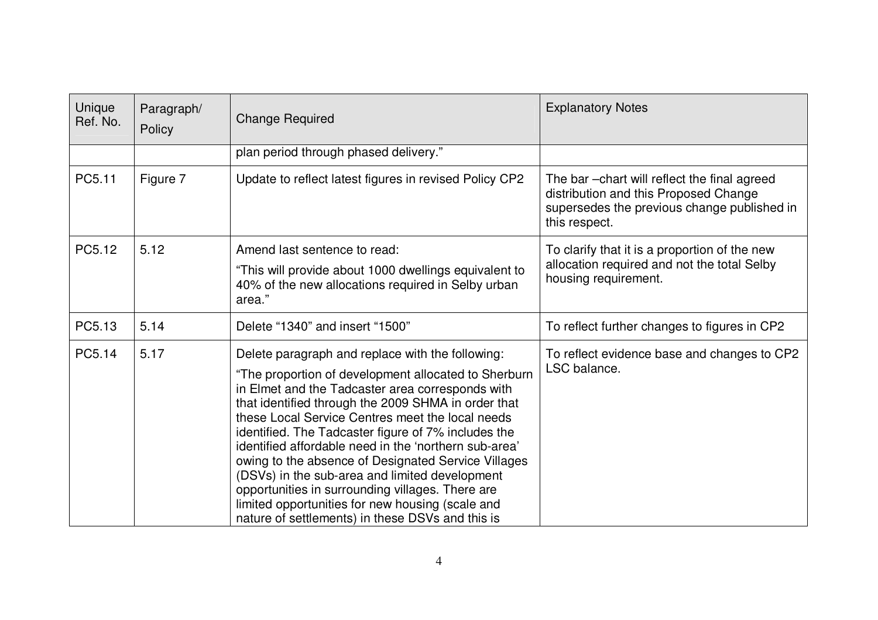| Unique Ref. No. | Paragraph/ Policy | Change Required | Explanatory Notes |
|---|---|---|---|
| | | plan period through phased delivery." | |
| PC5.11 | Figure 7 | Update to reflect latest figures in revised Policy CP2 | The bar –chart will reflect the final agreed distribution and this Proposed Change supersedes the previous change published in this respect. |
| PC5.12 | 5.12 | Amend last sentence to read:<br>"This will provide about 1000 dwellings equivalent to 40% of the new allocations required in Selby urban area." | To clarify that it is a proportion of the new allocation required and not the total Selby housing requirement. |
| PC5.13 | 5.14 | Delete "1340" and insert "1500" | To reflect further changes to figures in CP2 |
| PC5.14 | 5.17 | Delete paragraph and replace with the following:<br>"The proportion of development allocated to Sherburn in Elmet and the Tadcaster area corresponds with that identified through the 2009 SHMA in order that these Local Service Centres meet the local needs identified. The Tadcaster figure of 7% includes the identified affordable need in the 'northern sub-area' owing to the absence of Designated Service Villages (DSVs) in the sub-area and limited development opportunities in surrounding villages. There are limited opportunities for new housing (scale and nature of settlements) in these DSVs and this is | To reflect evidence base and changes to CP2 LSC balance. |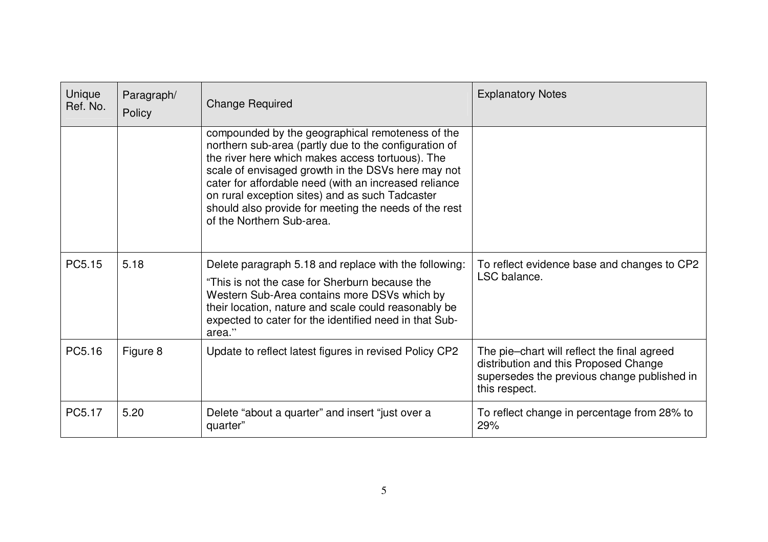| Unique Ref. No. | Paragraph/ Policy | Change Required | Explanatory Notes |
|---|---|---|---|
| | | compounded by the geographical remoteness of the northern sub-area (partly due to the configuration of the river here which makes access tortuous). The scale of envisaged growth in the DSVs here may not cater for affordable need (with an increased reliance on rural exception sites) and as such Tadcaster should also provide for meeting the needs of the rest of the Northern Sub-area. | |
| PC5.15 | 5.18 | Delete paragraph 5.18 and replace with the following: "This is not the case for Sherburn because the Western Sub-Area contains more DSVs which by their location, nature and scale could reasonably be expected to cater for the identified need in that Sub-area." | To reflect evidence base and changes to CP2 LSC balance. |
| PC5.16 | Figure 8 | Update to reflect latest figures in revised Policy CP2 | The pie–chart will reflect the final agreed distribution and this Proposed Change supersedes the previous change published in this respect. |
| PC5.17 | 5.20 | Delete "about a quarter" and insert "just over a quarter" | To reflect change in percentage from 28% to 29% |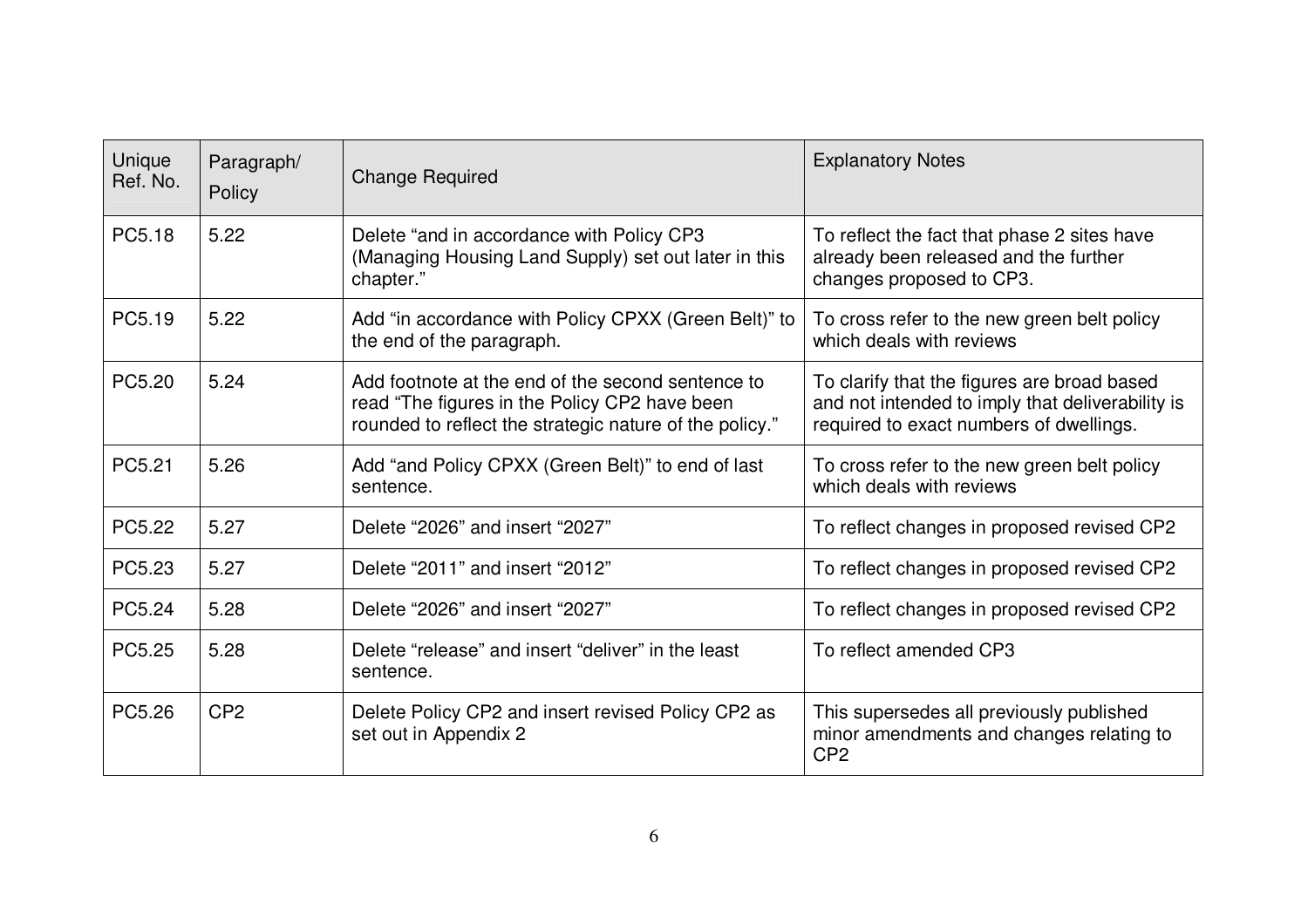| Unique Ref. No. | Paragraph/ Policy | Change Required | Explanatory Notes |
|---|---|---|---|
| PC5.18 | 5.22 | Delete “and in accordance with Policy CP3 (Managing Housing Land Supply) set out later in this chapter.” | To reflect the fact that phase 2 sites have already been released and the further changes proposed to CP3. |
| PC5.19 | 5.22 | Add “in accordance with Policy CPXX (Green Belt)” to the end of the paragraph. | To cross refer to the new green belt policy which deals with reviews |
| PC5.20 | 5.24 | Add footnote at the end of the second sentence to read “The figures in the Policy CP2 have been rounded to reflect the strategic nature of the policy.” | To clarify that the figures are broad based and not intended to imply that deliverability is required to exact numbers of dwellings. |
| PC5.21 | 5.26 | Add “and Policy CPXX (Green Belt)” to end of last sentence. | To cross refer to the new green belt policy which deals with reviews |
| PC5.22 | 5.27 | Delete “2026” and insert “2027” | To reflect changes in proposed revised CP2 |
| PC5.23 | 5.27 | Delete “2011” and insert “2012” | To reflect changes in proposed revised CP2 |
| PC5.24 | 5.28 | Delete “2026” and insert “2027” | To reflect changes in proposed revised CP2 |
| PC5.25 | 5.28 | Delete “release” and insert “deliver” in the least sentence. | To reflect amended CP3 |
| PC5.26 | CP2 | Delete Policy CP2 and insert revised Policy CP2 as set out in Appendix 2 | This supersedes all previously published minor amendments and changes relating to CP2 |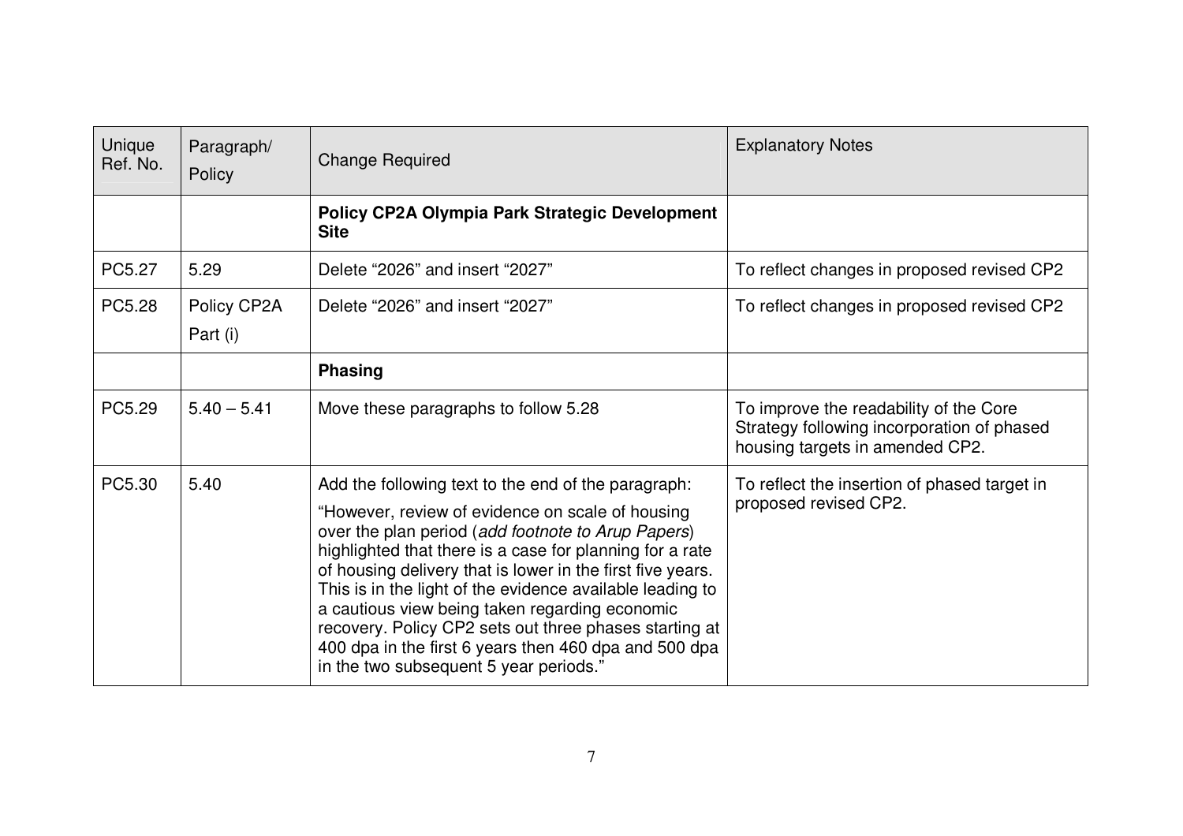| Unique Ref. No. | Paragraph/ Policy | Change Required | Explanatory Notes |
|---|---|---|---|
| | | **Policy CP2A Olympia Park Strategic Development Site** | |
| PC5.27 | 5.29 | Delete "2026" and insert "2027" | To reflect changes in proposed revised CP2 |
| PC5.28 | Policy CP2A Part (i) | Delete "2026" and insert "2027" | To reflect changes in proposed revised CP2 |
| | | **Phasing** | |
| PC5.29 | 5.40 – 5.41 | Move these paragraphs to follow 5.28 | To improve the readability of the Core Strategy following incorporation of phased housing targets in amended CP2. |
| PC5.30 | 5.40 | Add the following text to the end of the paragraph: "However, review of evidence on scale of housing over the plan period (*add footnote to Arup Papers*) highlighted that there is a case for planning for a rate of housing delivery that is lower in the first five years. This is in the light of the evidence available leading to a cautious view being taken regarding economic recovery. Policy CP2 sets out three phases starting at 400 dpa in the first 6 years then 460 dpa and 500 dpa in the two subsequent 5 year periods." | To reflect the insertion of phased target in proposed revised CP2. |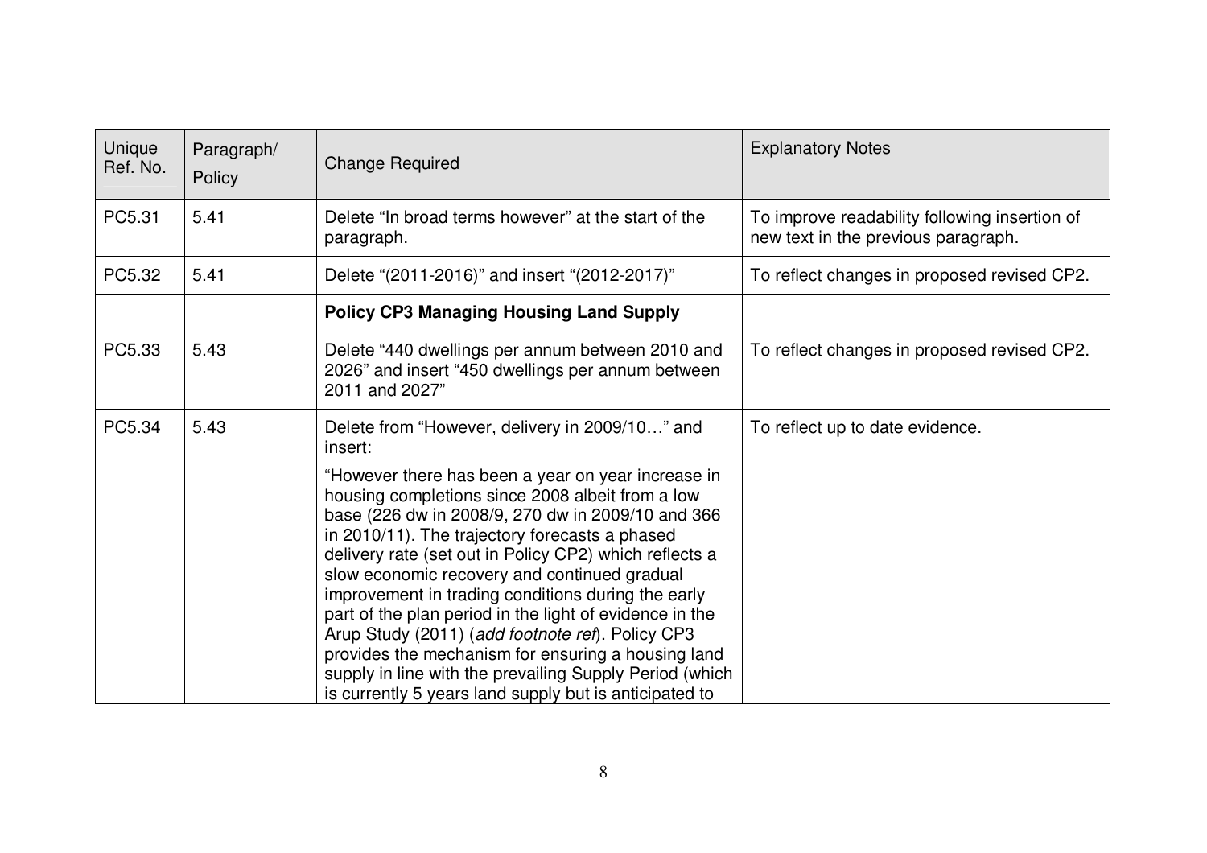| Unique Ref. No. | Paragraph/ Policy | Change Required | Explanatory Notes |
|---|---|---|---|
| PC5.31 | 5.41 | Delete "In broad terms however" at the start of the paragraph. | To improve readability following insertion of new text in the previous paragraph. |
| PC5.32 | 5.41 | Delete "(2011-2016)" and insert "(2012-2017)" | To reflect changes in proposed revised CP2. |
| | | **Policy CP3 Managing Housing Land Supply** | |
| PC5.33 | 5.43 | Delete "440 dwellings per annum between 2010 and 2026" and insert "450 dwellings per annum between 2011 and 2027" | To reflect changes in proposed revised CP2. |
| PC5.34 | 5.43 | Delete from "However, delivery in 2009/10…" and insert:<br><br>"However there has been a year on year increase in housing completions since 2008 albeit from a low base (226 dw in 2008/9, 270 dw in 2009/10 and 366 in 2010/11). The trajectory forecasts a phased delivery rate (set out in Policy CP2) which reflects a slow economic recovery and continued gradual improvement in trading conditions during the early part of the plan period in the light of evidence in the Arup Study (2011) (*add footnote ref*). Policy CP3 provides the mechanism for ensuring a housing land supply in line with the prevailing Supply Period (which is currently 5 years land supply but is anticipated to | To reflect up to date evidence. |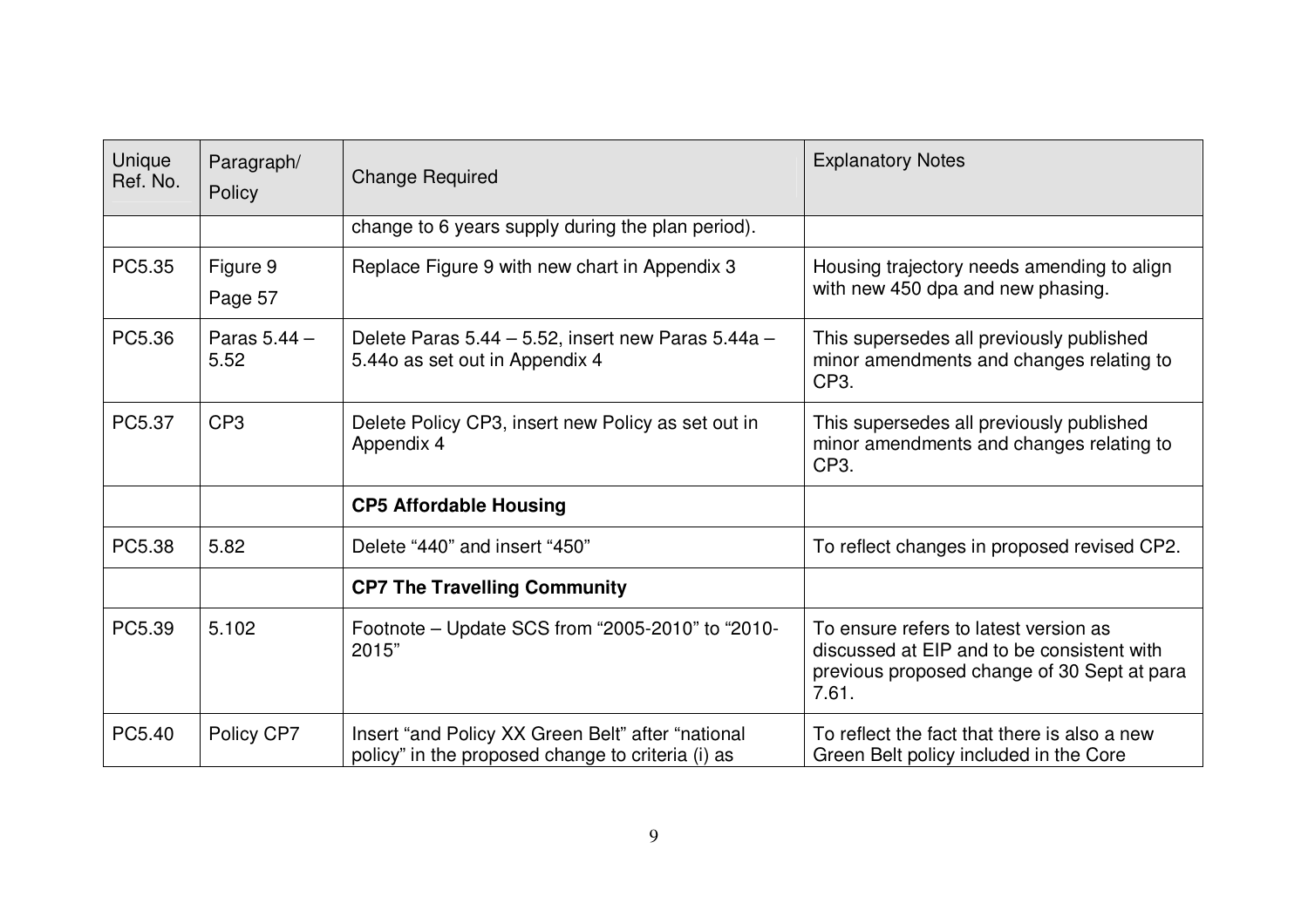| Unique Ref. No. | Paragraph/ Policy | Change Required | Explanatory Notes |
|---|---|---|---|
| | | change to 6 years supply during the plan period). | |
| PC5.35 | Figure 9 Page 57 | Replace Figure 9 with new chart in Appendix 3 | Housing trajectory needs amending to align with new 450 dpa and new phasing. |
| PC5.36 | Paras 5.44 – 5.52 | Delete Paras 5.44 – 5.52, insert new Paras 5.44a – 5.44o as set out in Appendix 4 | This supersedes all previously published minor amendments and changes relating to CP3. |
| PC5.37 | CP3 | Delete Policy CP3, insert new Policy as set out in Appendix 4 | This supersedes all previously published minor amendments and changes relating to CP3. |
| | | **CP5 Affordable Housing** | |
| PC5.38 | 5.82 | Delete “440” and insert “450” | To reflect changes in proposed revised CP2. |
| | | **CP7 The Travelling Community** | |
| PC5.39 | 5.102 | Footnote – Update SCS from “2005-2010” to “2010-2015” | To ensure refers to latest version as discussed at EIP and to be consistent with previous proposed change of 30 Sept at para 7.61. |
| PC5.40 | Policy CP7 | Insert “and Policy XX Green Belt” after “national policy” in the proposed change to criteria (i) as | To reflect the fact that there is also a new Green Belt policy included in the Core |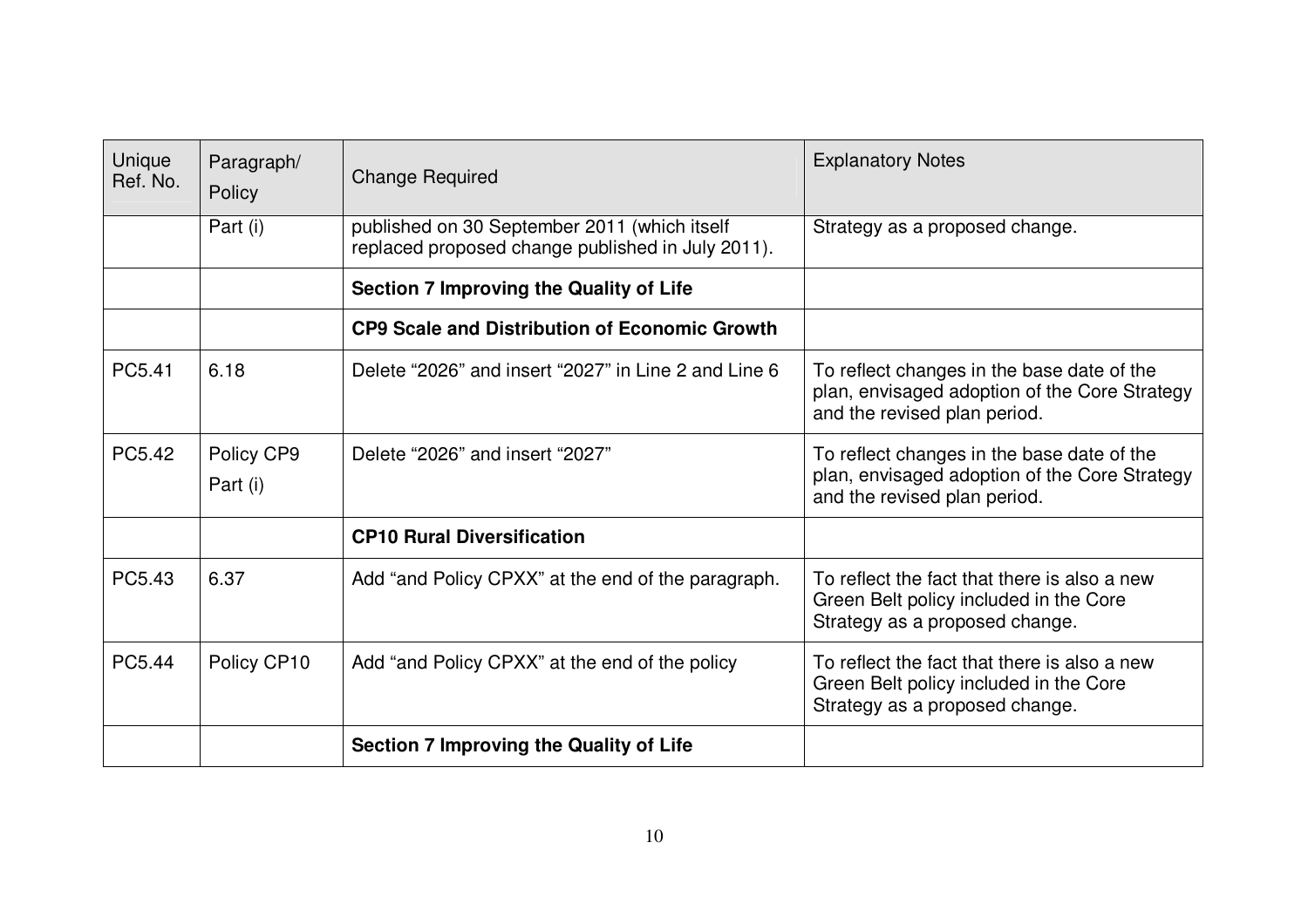| Unique Ref. No. | Paragraph/ Policy | Change Required | Explanatory Notes |
| --- | --- | --- | --- |
| | Part (i) | published on 30 September 2011 (which itself replaced proposed change published in July 2011). | Strategy as a proposed change. |
| | | **Section 7 Improving the Quality of Life** | |
| | | **CP9 Scale and Distribution of Economic Growth** | |
| PC5.41 | 6.18 | Delete “2026” and insert “2027” in Line 2 and Line 6 | To reflect changes in the base date of the plan, envisaged adoption of the Core Strategy and the revised plan period. |
| PC5.42 | Policy CP9 Part (i) | Delete “2026” and insert “2027” | To reflect changes in the base date of the plan, envisaged adoption of the Core Strategy and the revised plan period. |
| | | **CP10 Rural Diversification** | |
| PC5.43 | 6.37 | Add “and Policy CPXX” at the end of the paragraph. | To reflect the fact that there is also a new Green Belt policy included in the Core Strategy as a proposed change. |
| PC5.44 | Policy CP10 | Add “and Policy CPXX” at the end of the policy | To reflect the fact that there is also a new Green Belt policy included in the Core Strategy as a proposed change. |
| | | **Section 7 Improving the Quality of Life** | |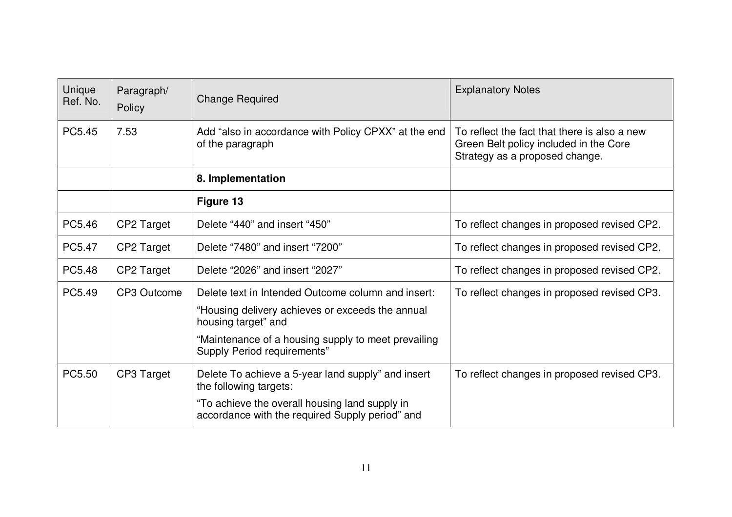| Unique Ref. No. | Paragraph/ Policy | Change Required | Explanatory Notes |
|---|---|---|---|
| PC5.45 | 7.53 | Add “also in accordance with Policy CPXX” at the end of the paragraph | To reflect the fact that there is also a new Green Belt policy included in the Core Strategy as a proposed change. |
| | | **8. Implementation** | |
| | | **Figure 13** | |
| PC5.46 | CP2 Target | Delete “440” and insert “450” | To reflect changes in proposed revised CP2. |
| PC5.47 | CP2 Target | Delete “7480” and insert “7200” | To reflect changes in proposed revised CP2. |
| PC5.48 | CP2 Target | Delete “2026” and insert “2027” | To reflect changes in proposed revised CP2. |
| PC5.49 | CP3 Outcome | Delete text in Intended Outcome column and insert: “Housing delivery achieves or exceeds the annual housing target” and “Maintenance of a housing supply to meet prevailing Supply Period requirements” | To reflect changes in proposed revised CP3. |
| PC5.50 | CP3 Target | Delete To achieve a 5-year land supply” and insert the following targets: “To achieve the overall housing land supply in accordance with the required Supply period” and | To reflect changes in proposed revised CP3. |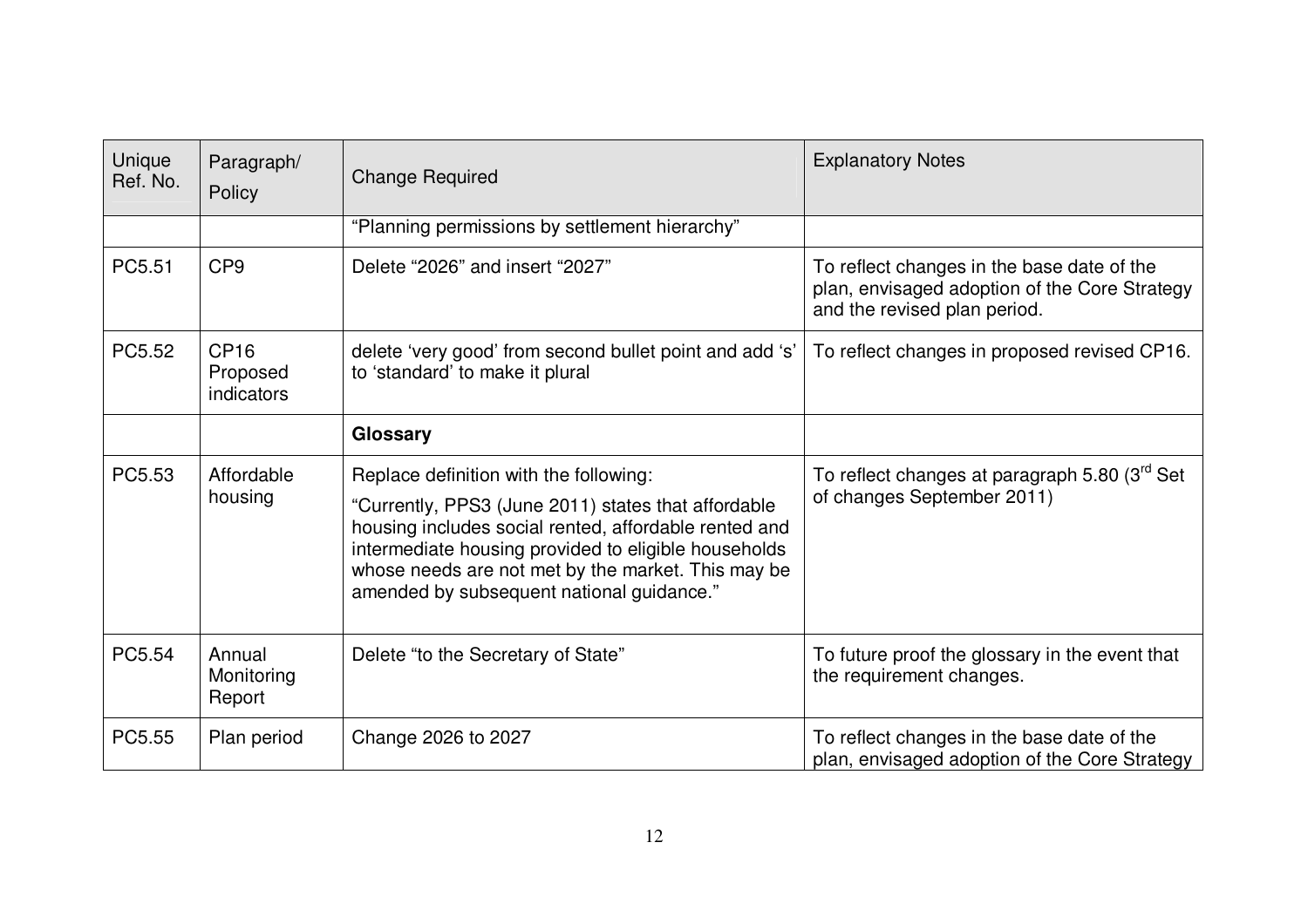| Unique Ref. No. | Paragraph/ Policy | Change Required | Explanatory Notes |
|---|---|---|---|
| | | "Planning permissions by settlement hierarchy" | |
| PC5.51 | CP9 | Delete "2026" and insert "2027" | To reflect changes in the base date of the plan, envisaged adoption of the Core Strategy and the revised plan period. |
| PC5.52 | CP16 Proposed indicators | delete 'very good' from second bullet point and add 's' to 'standard' to make it plural | To reflect changes in proposed revised CP16. |
| | | **Glossary** | |
| PC5.53 | Affordable housing | Replace definition with the following:<br>"Currently, PPS3 (June 2011) states that affordable housing includes social rented, affordable rented and intermediate housing provided to eligible households whose needs are not met by the market. This may be amended by subsequent national guidance." | To reflect changes at paragraph 5.80 (3rd Set of changes September 2011) |
| PC5.54 | Annual Monitoring Report | Delete "to the Secretary of State" | To future proof the glossary in the event that the requirement changes. |
| PC5.55 | Plan period | Change 2026 to 2027 | To reflect changes in the base date of the plan, envisaged adoption of the Core Strategy |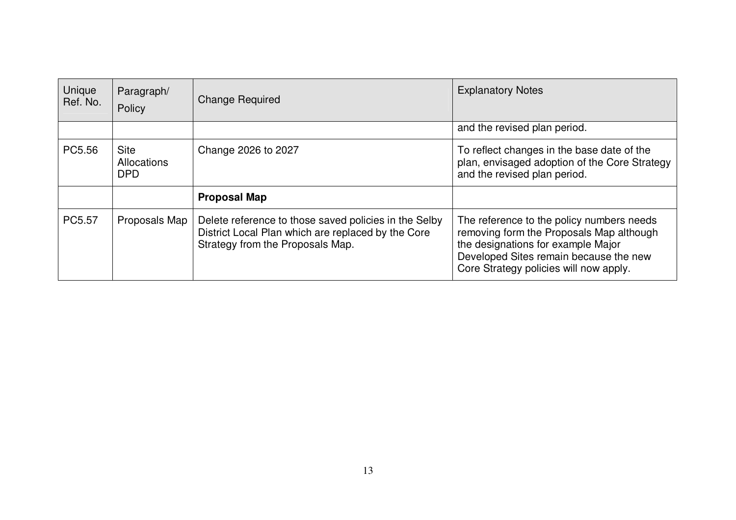| Unique Ref. No. | Paragraph/ Policy | Change Required | Explanatory Notes |
|---|---|---|---|
| | | | and the revised plan period. |
| PC5.56 | Site Allocations DPD | Change 2026 to 2027 | To reflect changes in the base date of the plan, envisaged adoption of the Core Strategy and the revised plan period. |
| | | **Proposal Map** | |
| PC5.57 | Proposals Map | Delete reference to those saved policies in the Selby District Local Plan which are replaced by the Core Strategy from the Proposals Map. | The reference to the policy numbers needs removing form the Proposals Map although the designations for example Major Developed Sites remain because the new Core Strategy policies will now apply. |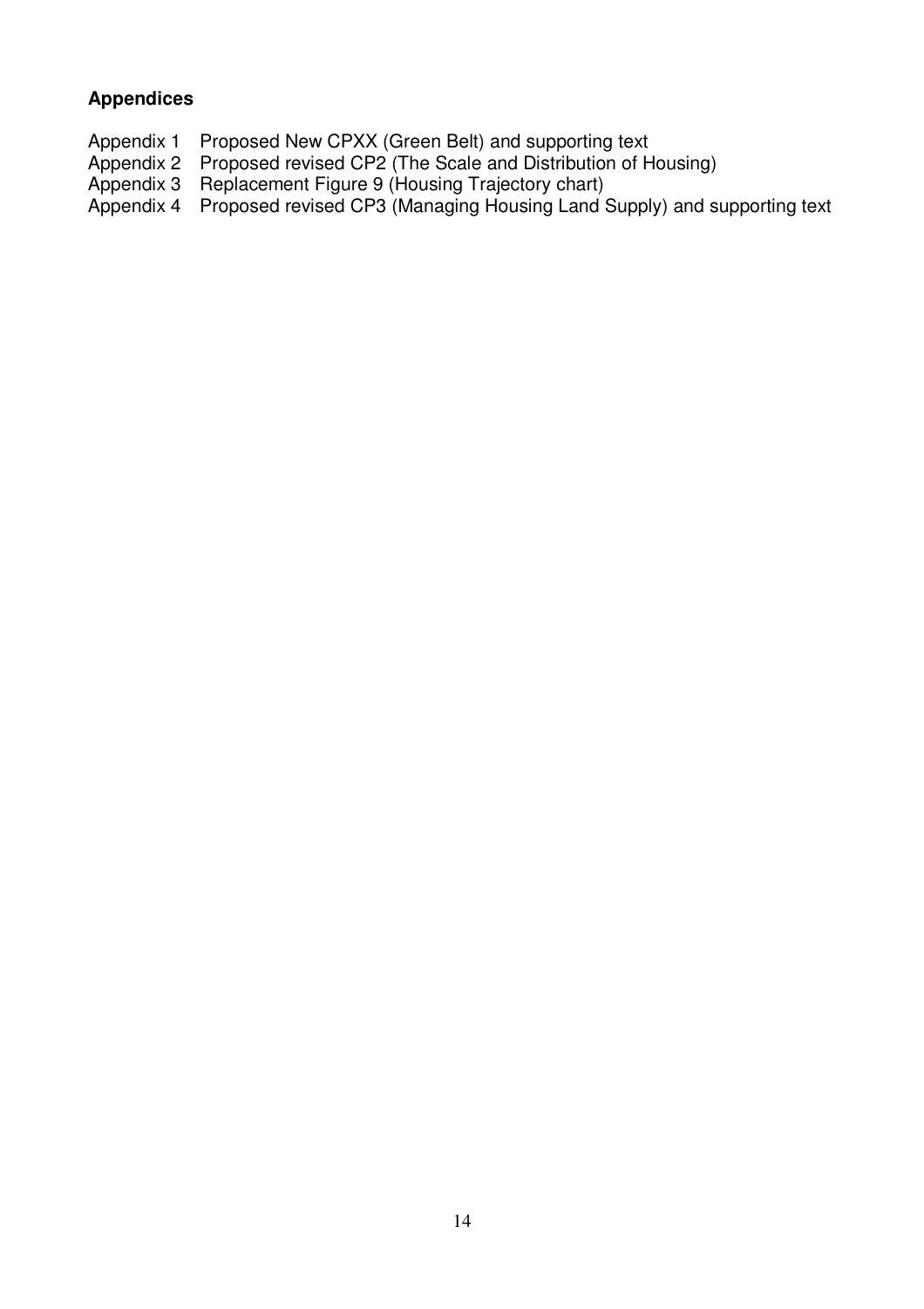**Appendices**

Appendix 1 Proposed New CPXX (Green Belt) and supporting text
Appendix 2 Proposed revised CP2 (The Scale and Distribution of Housing)
Appendix 3 Replacement Figure 9 (Housing Trajectory chart)
Appendix 4 Proposed revised CP3 (Managing Housing Land Supply) and supporting text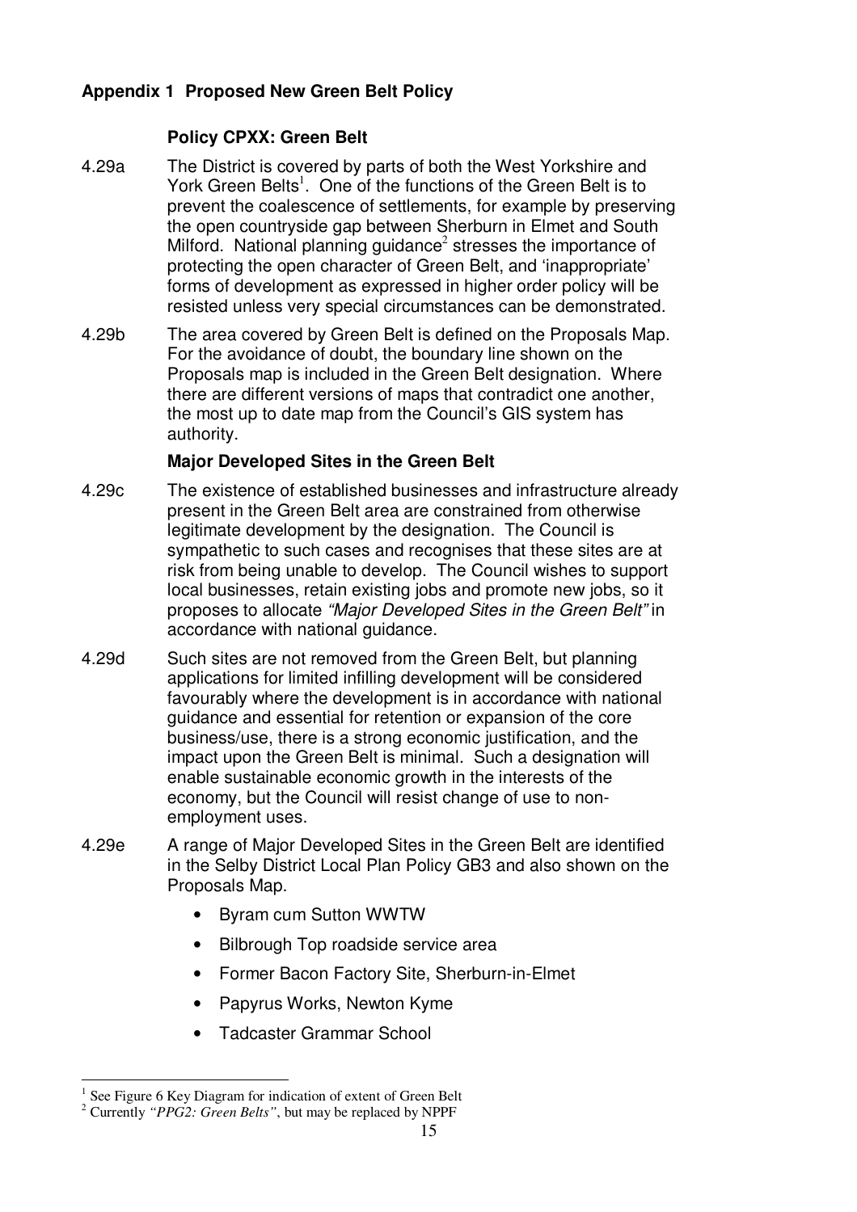## Appendix 1 Proposed New Green Belt Policy

### Policy CPXX: Green Belt

4.29a The District is covered by parts of both the West Yorkshire and York Green Belts[1]. One of the functions of the Green Belt is to prevent the coalescence of settlements, for example by preserving the open countryside gap between Sherburn in Elmet and South Milford. National planning guidance[2] stresses the importance of protecting the open character of Green Belt, and 'inappropriate' forms of development as expressed in higher order policy will be resisted unless very special circumstances can be demonstrated.

4.29b The area covered by Green Belt is defined on the Proposals Map. For the avoidance of doubt, the boundary line shown on the Proposals map is included in the Green Belt designation. Where there are different versions of maps that contradict one another, the most up to date map from the Council's GIS system has authority.

### Major Developed Sites in the Green Belt

4.29c The existence of established businesses and infrastructure already present in the Green Belt area are constrained from otherwise legitimate development by the designation. The Council is sympathetic to such cases and recognises that these sites are at risk from being unable to develop. The Council wishes to support local businesses, retain existing jobs and promote new jobs, so it proposes to allocate *"Major Developed Sites in the Green Belt"* in accordance with national guidance.

4.29d Such sites are not removed from the Green Belt, but planning applications for limited infilling development will be considered favourably where the development is in accordance with national guidance and essential for retention or expansion of the core business/use, there is a strong economic justification, and the impact upon the Green Belt is minimal. Such a designation will enable sustainable economic growth in the interests of the economy, but the Council will resist change of use to non-employment uses.

4.29e A range of Major Developed Sites in the Green Belt are identified in the Selby District Local Plan Policy GB3 and also shown on the Proposals Map.

- Byram cum Sutton WWTW
- Bilbrough Top roadside service area
- Former Bacon Factory Site, Sherburn-in-Elmet
- Papyrus Works, Newton Kyme
- Tadcaster Grammar School

---

[1] See Figure 6 Key Diagram for indication of extent of Green Belt

[2] Currently *"PPG2: Green Belts"*, but may be replaced by NPPF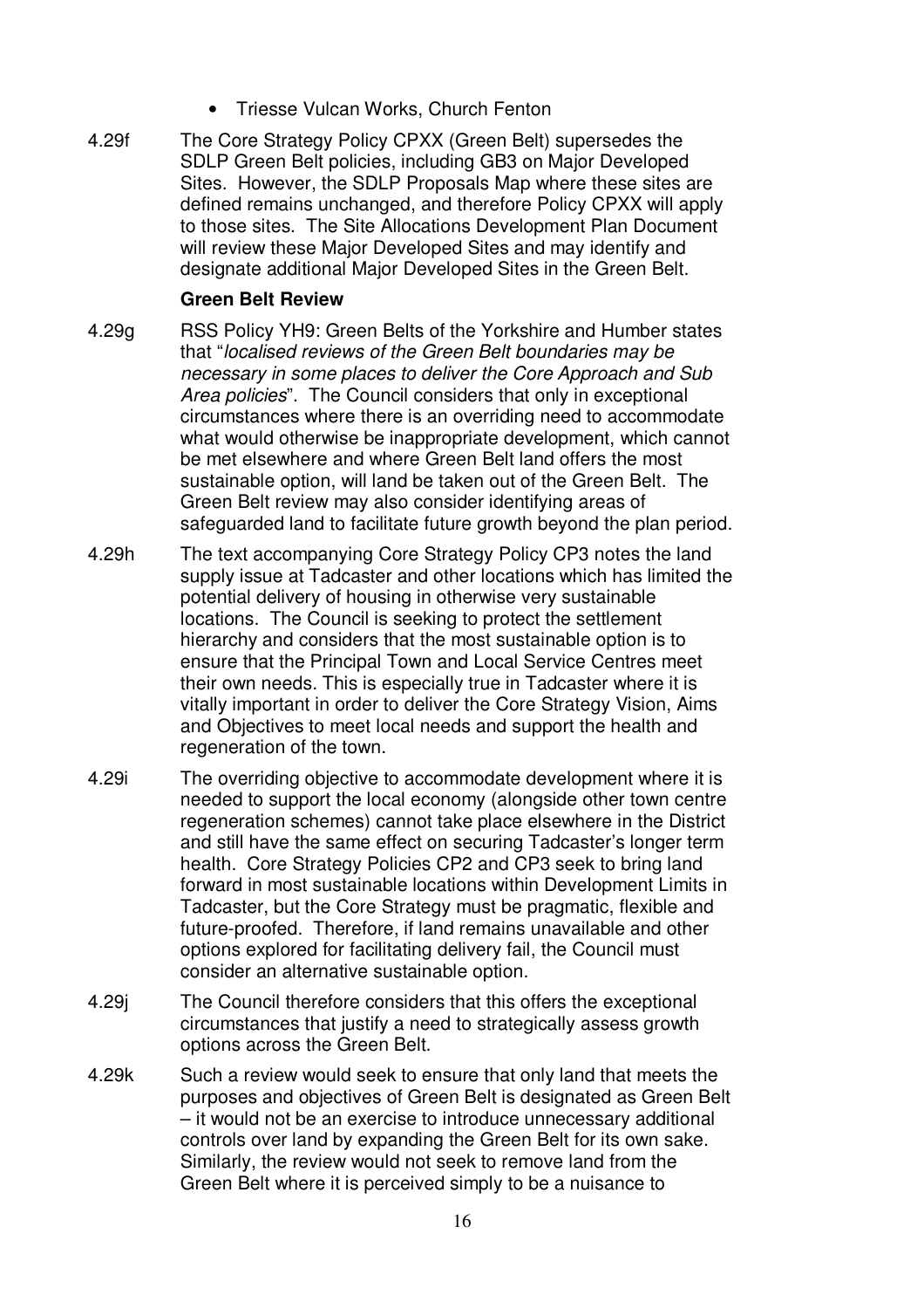- Triesse Vulcan Works, Church Fenton

4.29f The Core Strategy Policy CPXX (Green Belt) supersedes the SDLP Green Belt policies, including GB3 on Major Developed Sites. However, the SDLP Proposals Map where these sites are defined remains unchanged, and therefore Policy CPXX will apply to those sites. The Site Allocations Development Plan Document will review these Major Developed Sites and may identify and designate additional Major Developed Sites in the Green Belt.

**Green Belt Review**

4.29g RSS Policy YH9: Green Belts of the Yorkshire and Humber states that "*localised reviews of the Green Belt boundaries may be necessary in some places to deliver the Core Approach and Sub Area policies*". The Council considers that only in exceptional circumstances where there is an overriding need to accommodate what would otherwise be inappropriate development, which cannot be met elsewhere and where Green Belt land offers the most sustainable option, will land be taken out of the Green Belt. The Green Belt review may also consider identifying areas of safeguarded land to facilitate future growth beyond the plan period.

4.29h The text accompanying Core Strategy Policy CP3 notes the land supply issue at Tadcaster and other locations which has limited the potential delivery of housing in otherwise very sustainable locations. The Council is seeking to protect the settlement hierarchy and considers that the most sustainable option is to ensure that the Principal Town and Local Service Centres meet their own needs. This is especially true in Tadcaster where it is vitally important in order to deliver the Core Strategy Vision, Aims and Objectives to meet local needs and support the health and regeneration of the town.

4.29i The overriding objective to accommodate development where it is needed to support the local economy (alongside other town centre regeneration schemes) cannot take place elsewhere in the District and still have the same effect on securing Tadcaster's longer term health. Core Strategy Policies CP2 and CP3 seek to bring land forward in most sustainable locations within Development Limits in Tadcaster, but the Core Strategy must be pragmatic, flexible and future-proofed. Therefore, if land remains unavailable and other options explored for facilitating delivery fail, the Council must consider an alternative sustainable option.

4.29j The Council therefore considers that this offers the exceptional circumstances that justify a need to strategically assess growth options across the Green Belt.

4.29k Such a review would seek to ensure that only land that meets the purposes and objectives of Green Belt is designated as Green Belt – it would not be an exercise to introduce unnecessary additional controls over land by expanding the Green Belt for its own sake. Similarly, the review would not seek to remove land from the Green Belt where it is perceived simply to be a nuisance to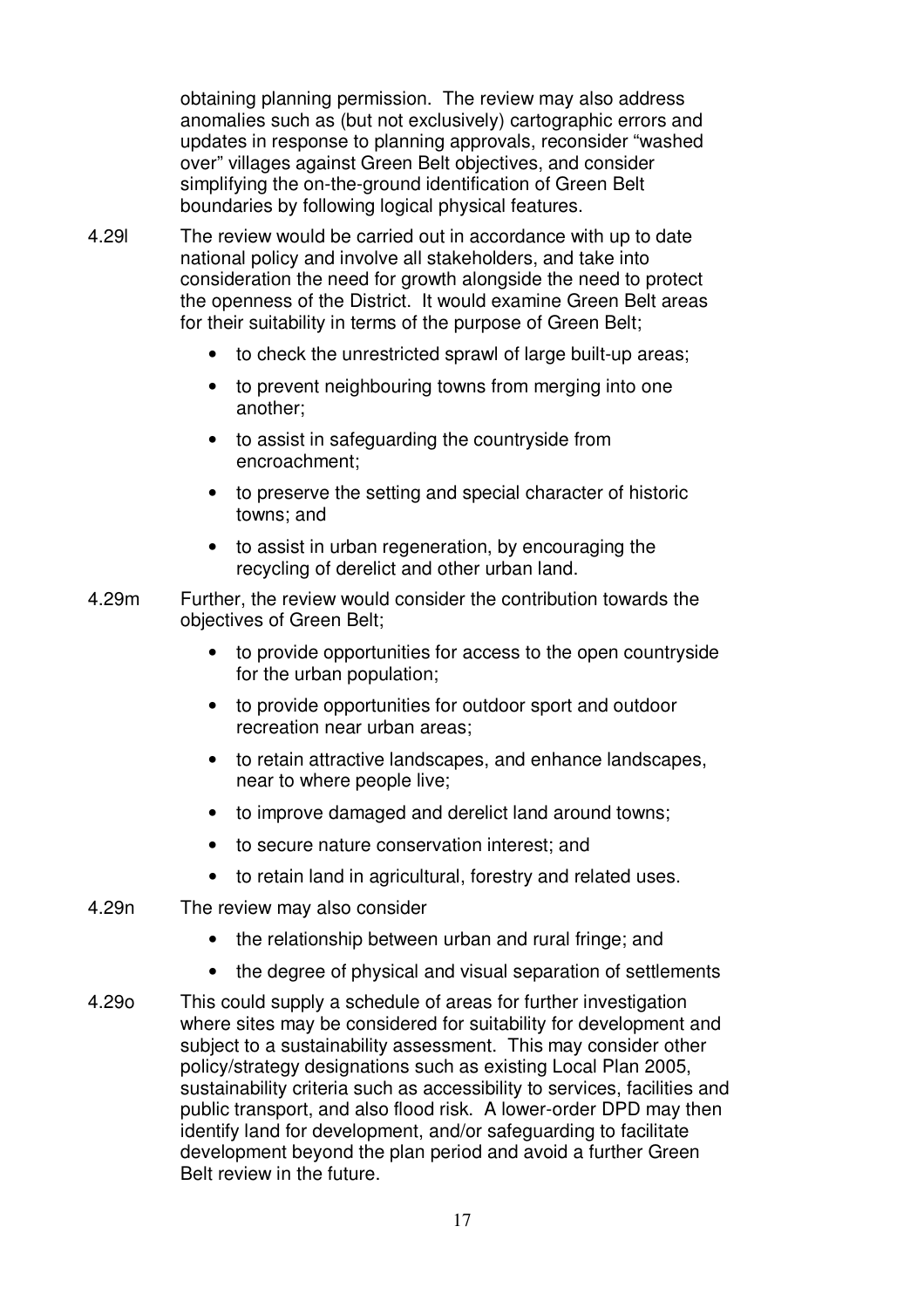obtaining planning permission. The review may also address anomalies such as (but not exclusively) cartographic errors and updates in response to planning approvals, reconsider "washed over" villages against Green Belt objectives, and consider simplifying the on-the-ground identification of Green Belt boundaries by following logical physical features.

4.29l The review would be carried out in accordance with up to date national policy and involve all stakeholders, and take into consideration the need for growth alongside the need to protect the openness of the District. It would examine Green Belt areas for their suitability in terms of the purpose of Green Belt;

- to check the unrestricted sprawl of large built-up areas;
- to prevent neighbouring towns from merging into one another;
- to assist in safeguarding the countryside from encroachment;
- to preserve the setting and special character of historic towns; and
- to assist in urban regeneration, by encouraging the recycling of derelict and other urban land.

4.29m Further, the review would consider the contribution towards the objectives of Green Belt;

- to provide opportunities for access to the open countryside for the urban population;
- to provide opportunities for outdoor sport and outdoor recreation near urban areas;
- to retain attractive landscapes, and enhance landscapes, near to where people live;
- to improve damaged and derelict land around towns;
- to secure nature conservation interest; and
- to retain land in agricultural, forestry and related uses.

4.29n The review may also consider

- the relationship between urban and rural fringe; and
- the degree of physical and visual separation of settlements

4.29o This could supply a schedule of areas for further investigation where sites may be considered for suitability for development and subject to a sustainability assessment. This may consider other policy/strategy designations such as existing Local Plan 2005, sustainability criteria such as accessibility to services, facilities and public transport, and also flood risk. A lower-order DPD may then identify land for development, and/or safeguarding to facilitate development beyond the plan period and avoid a further Green Belt review in the future.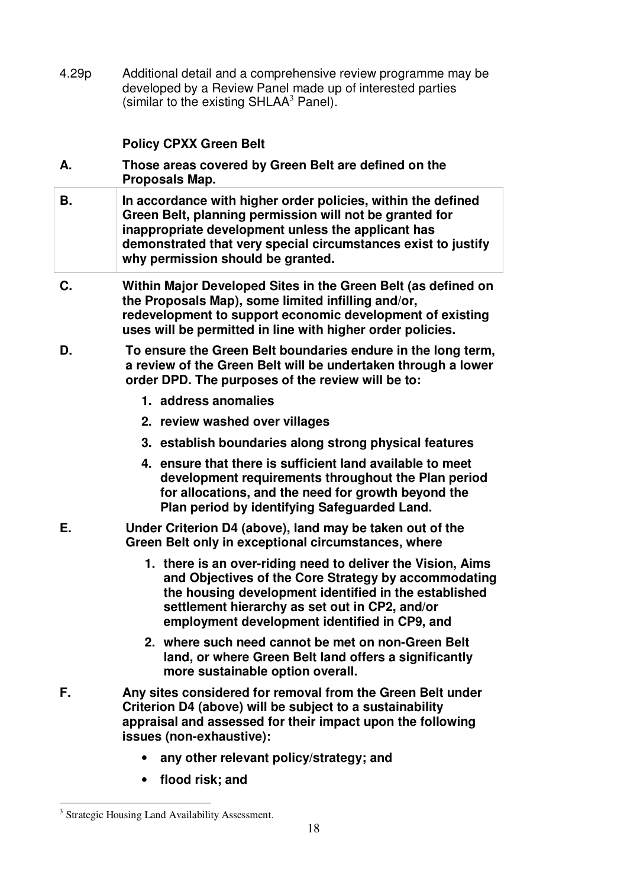4.29p Additional detail and a comprehensive review programme may be developed by a Review Panel made up of interested parties (similar to the existing SHLAA[3] Panel).

**Policy CPXX Green Belt**

**A.** **Those areas covered by Green Belt are defined on the Proposals Map.**

**B.** **In accordance with higher order policies, within the defined Green Belt, planning permission will not be granted for inappropriate development unless the applicant has demonstrated that very special circumstances exist to justify why permission should be granted.**

**C.** **Within Major Developed Sites in the Green Belt (as defined on the Proposals Map), some limited infilling and/or, redevelopment to support economic development of existing uses will be permitted in line with higher order policies.**

**D.** **To ensure the Green Belt boundaries endure in the long term, a review of the Green Belt will be undertaken through a lower order DPD. The purposes of the review will be to:**

1. **address anomalies**
2. **review washed over villages**
3. **establish boundaries along strong physical features**
4. **ensure that there is sufficient land available to meet development requirements throughout the Plan period for allocations, and the need for growth beyond the Plan period by identifying Safeguarded Land.**

**E.** **Under Criterion D4 (above), land may be taken out of the Green Belt only in exceptional circumstances, where**

1. **there is an over-riding need to deliver the Vision, Aims and Objectives of the Core Strategy by accommodating the housing development identified in the established settlement hierarchy as set out in CP2, and/or employment development identified in CP9, and**
2. **where such need cannot be met on non-Green Belt land, or where Green Belt land offers a significantly more sustainable option overall.**

**F.** **Any sites considered for removal from the Green Belt under Criterion D4 (above) will be subject to a sustainability appraisal and assessed for their impact upon the following issues (non-exhaustive):**

- **any other relevant policy/strategy; and**
- **flood risk; and**

[3] Strategic Housing Land Availability Assessment.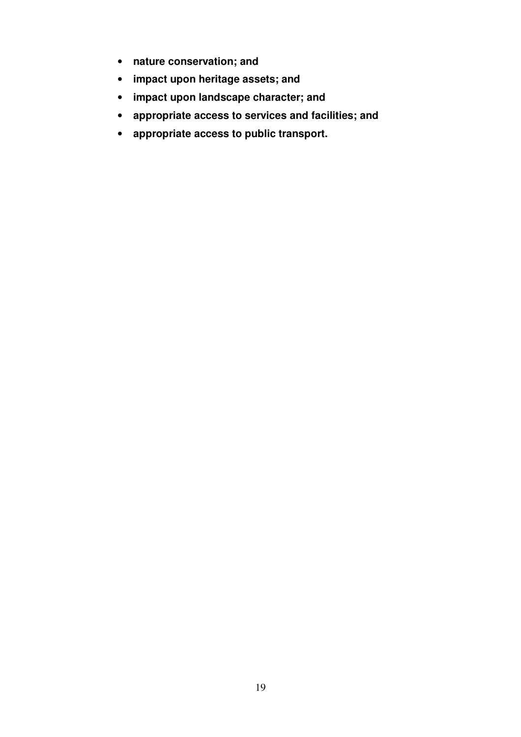- **nature conservation; and**
- **impact upon heritage assets; and**
- **impact upon landscape character; and**
- **appropriate access to services and facilities; and**
- **appropriate access to public transport.**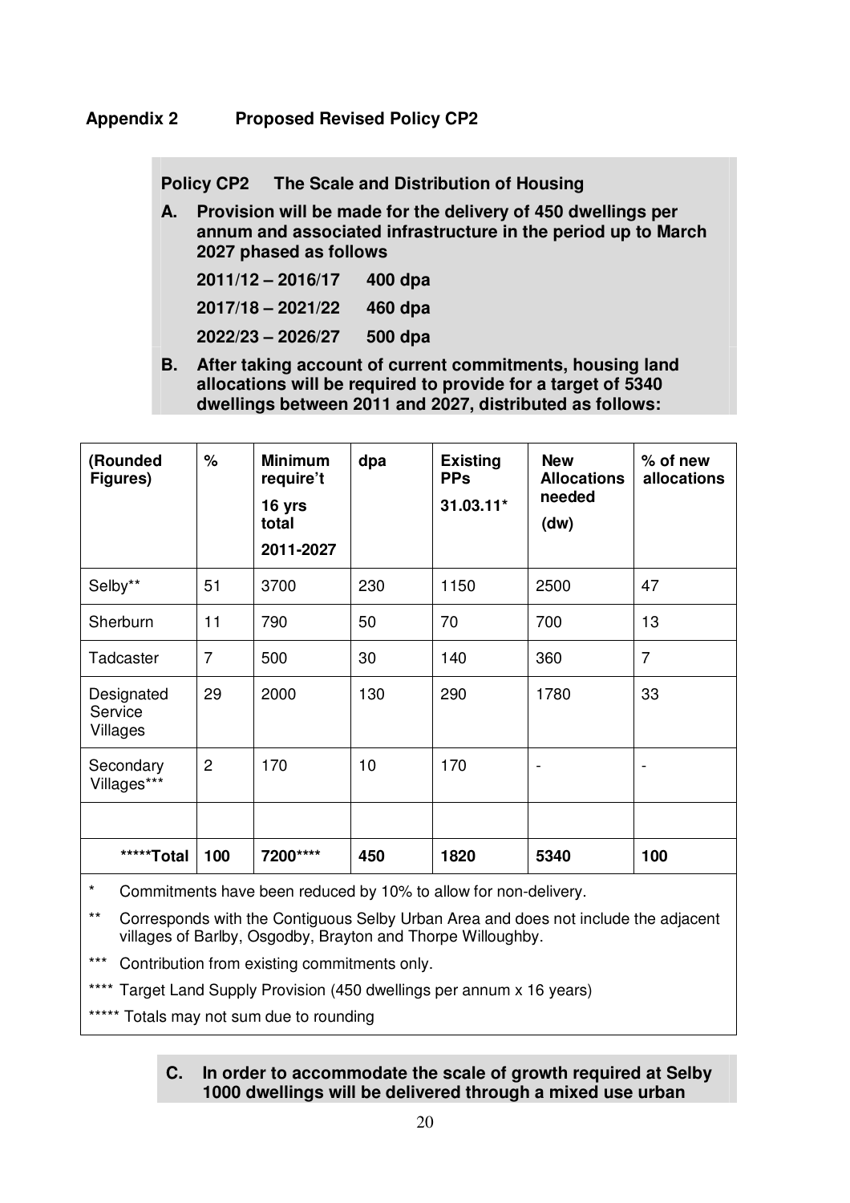## Appendix 2 Proposed Revised Policy CP2

**Policy CP2 The Scale and Distribution of Housing**

**A. Provision will be made for the delivery of 450 dwellings per annum and associated infrastructure in the period up to March 2027 phased as follows**

**2011/12 – 2016/17 400 dpa**

**2017/18 – 2021/22 460 dpa**

**2022/23 – 2026/27 500 dpa**

**B. After taking account of current commitments, housing land allocations will be required to provide for a target of 5340 dwellings between 2011 and 2027, distributed as follows:**

| **(Rounded Figures)** | **%** | **Minimum require't 16 yrs total 2011-2027** | **dpa** | **Existing PPs 31.03.11*** | **New Allocations needed (dw)** | **% of new allocations** |
|---|---|---|---|---|---|---|
| Selby** | 51 | 3700 | 230 | 1150 | 2500 | 47 |
| Sherburn | 11 | 790 | 50 | 70 | 700 | 13 |
| Tadcaster | 7 | 500 | 30 | 140 | 360 | 7 |
| Designated Service Villages | 29 | 2000 | 130 | 290 | 1780 | 33 |
| Secondary Villages*** | 2 | 170 | 10 | 170 | - | - |
| | | | | | | |
| ***** **Total** | **100** | **7200******** | **450** | **1820** | **5340** | **100** |

\* Commitments have been reduced by 10% to allow for non-delivery.

** Corresponds with the Contiguous Selby Urban Area and does not include the adjacent villages of Barlby, Osgodby, Brayton and Thorpe Willoughby.

*** Contribution from existing commitments only.

**** Target Land Supply Provision (450 dwellings per annum x 16 years)

***** Totals may not sum due to rounding

**C. In order to accommodate the scale of growth required at Selby 1000 dwellings will be delivered through a mixed use urban**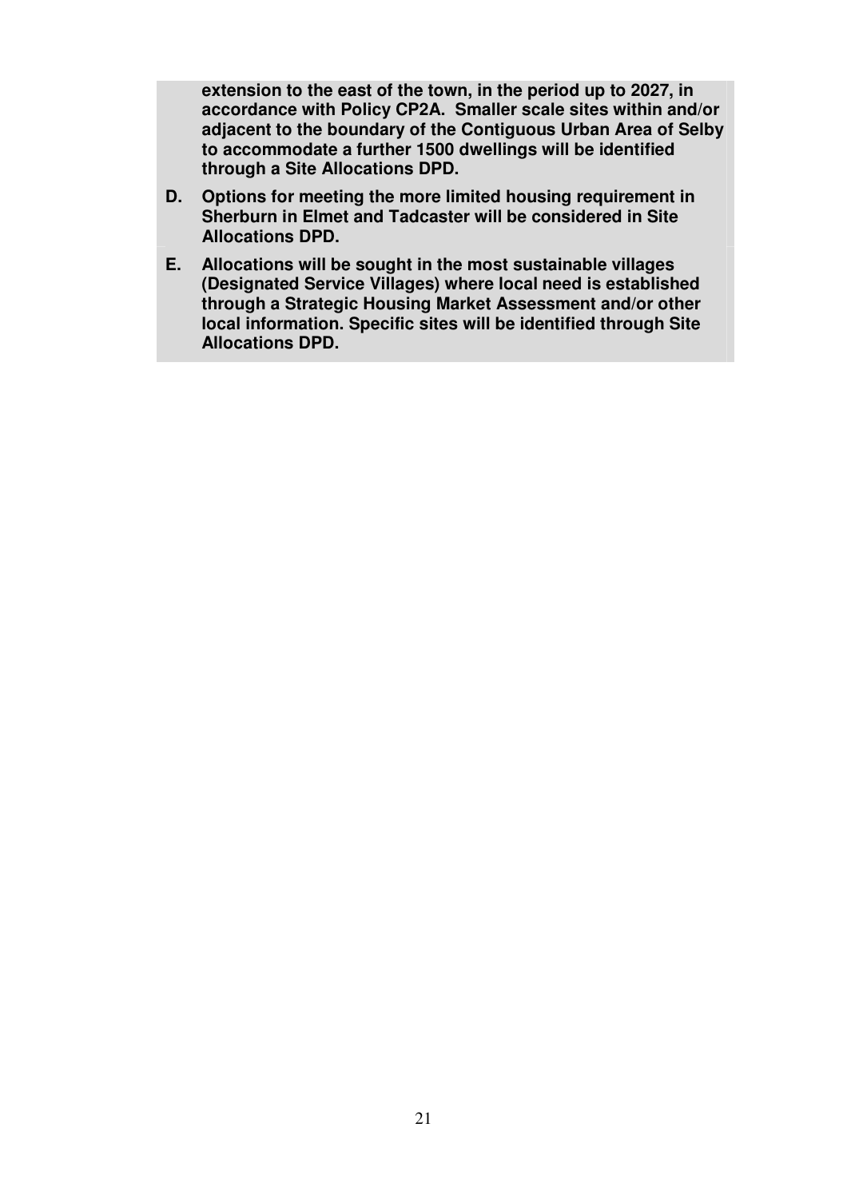**extension to the east of the town, in the period up to 2027, in accordance with Policy CP2A. Smaller scale sites within and/or adjacent to the boundary of the Contiguous Urban Area of Selby to accommodate a further 1500 dwellings will be identified through a Site Allocations DPD.**

**D. Options for meeting the more limited housing requirement in Sherburn in Elmet and Tadcaster will be considered in Site Allocations DPD.**

**E. Allocations will be sought in the most sustainable villages (Designated Service Villages) where local need is established through a Strategic Housing Market Assessment and/or other local information. Specific sites will be identified through Site Allocations DPD.**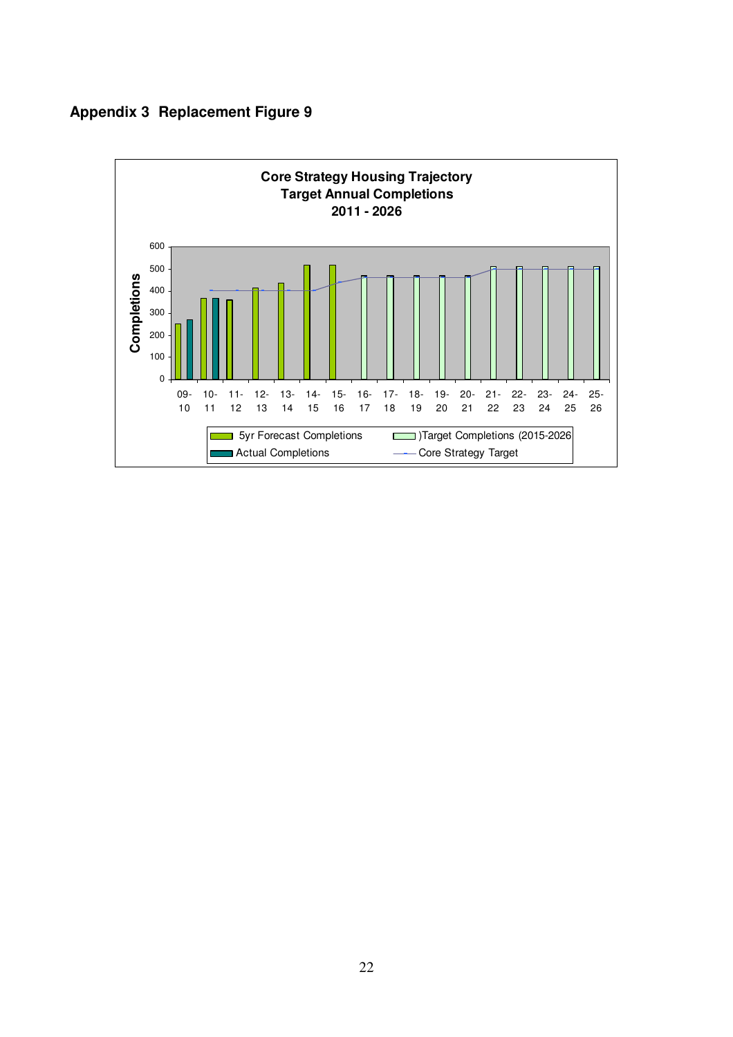## Appendix 3 Replacement Figure 9

**Core Strategy Housing Trajectory**
**Target Annual Completions**
**2011 - 2026**

Completions

600
500
400
300
200
100
0

09-10 10-11 11-12 12-13 13-14 14-15 15-16 16-17 17-18 18-19 19-20 20-21 21-22 22-23 23-24 24-25 25-26

5yr Forecast Completions
)Target Completions (2015-2026
Actual Completions
Core Strategy Target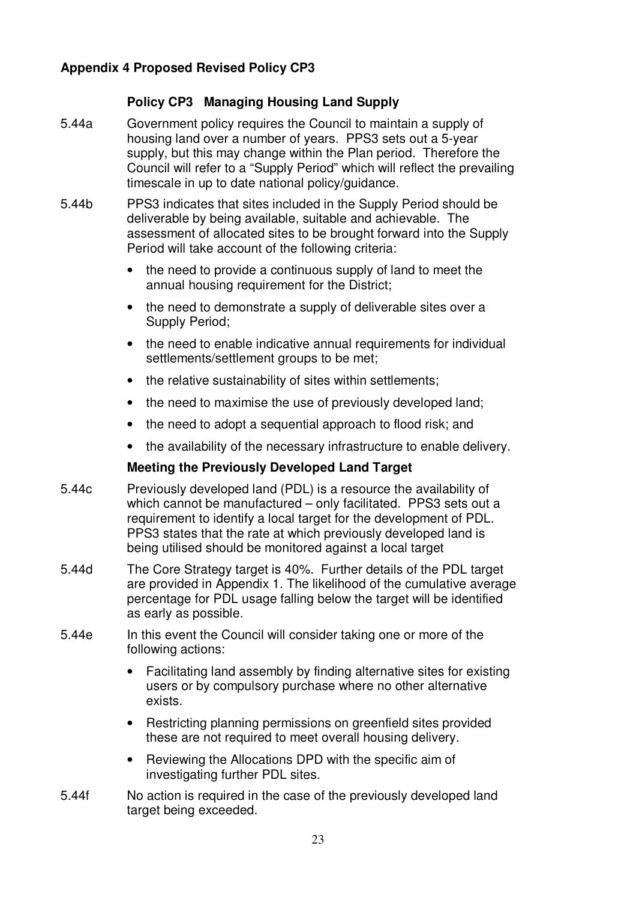**Appendix 4 Proposed Revised Policy CP3**

**Policy CP3 Managing Housing Land Supply**

5.44a Government policy requires the Council to maintain a supply of housing land over a number of years. PPS3 sets out a 5-year supply, but this may change within the Plan period. Therefore the Council will refer to a "Supply Period" which will reflect the prevailing timescale in up to date national policy/guidance.

5.44b PPS3 indicates that sites included in the Supply Period should be deliverable by being available, suitable and achievable. The assessment of allocated sites to be brought forward into the Supply Period will take account of the following criteria:

- the need to provide a continuous supply of land to meet the annual housing requirement for the District;
- the need to demonstrate a supply of deliverable sites over a Supply Period;
- the need to enable indicative annual requirements for individual settlements/settlement groups to be met;
- the relative sustainability of sites within settlements;
- the need to maximise the use of previously developed land;
- the need to adopt a sequential approach to flood risk; and
- the availability of the necessary infrastructure to enable delivery.

**Meeting the Previously Developed Land Target**

5.44c Previously developed land (PDL) is a resource the availability of which cannot be manufactured – only facilitated. PPS3 sets out a requirement to identify a local target for the development of PDL. PPS3 states that the rate at which previously developed land is being utilised should be monitored against a local target

5.44d The Core Strategy target is 40%. Further details of the PDL target are provided in Appendix 1. The likelihood of the cumulative average percentage for PDL usage falling below the target will be identified as early as possible.

5.44e In this event the Council will consider taking one or more of the following actions:

- Facilitating land assembly by finding alternative sites for existing users or by compulsory purchase where no other alternative exists.
- Restricting planning permissions on greenfield sites provided these are not required to meet overall housing delivery.
- Reviewing the Allocations DPD with the specific aim of investigating further PDL sites.

5.44f No action is required in the case of the previously developed land target being exceeded.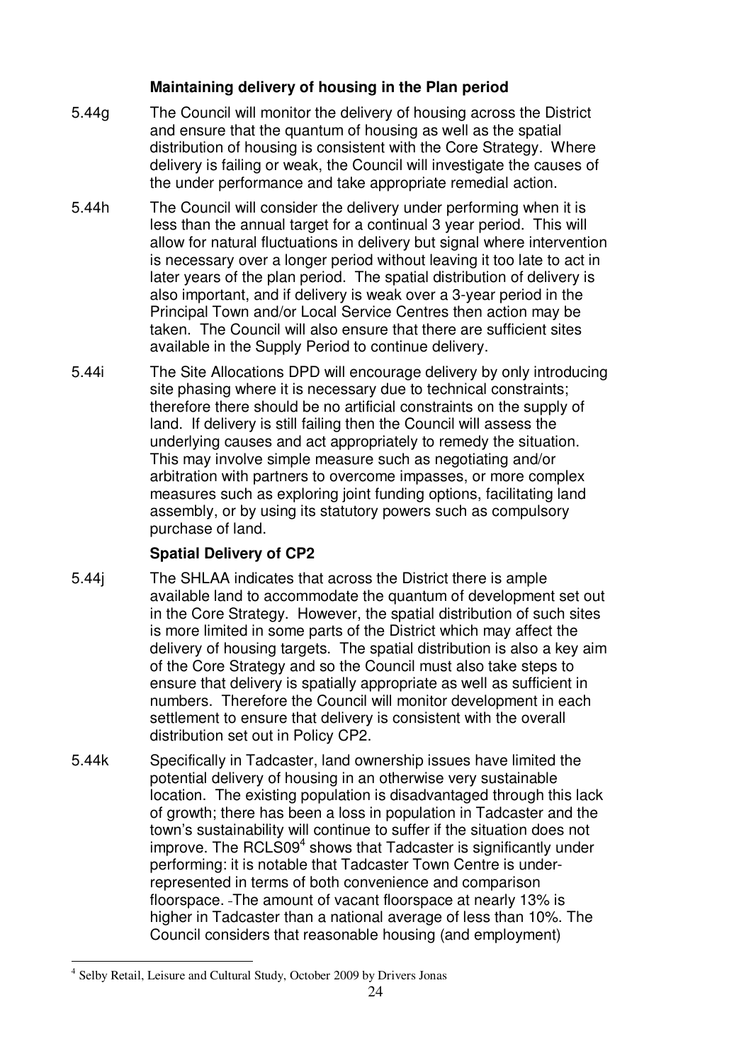**Maintaining delivery of housing in the Plan period**

5.44g The Council will monitor the delivery of housing across the District and ensure that the quantum of housing as well as the spatial distribution of housing is consistent with the Core Strategy. Where delivery is failing or weak, the Council will investigate the causes of the under performance and take appropriate remedial action.

5.44h The Council will consider the delivery under performing when it is less than the annual target for a continual 3 year period. This will allow for natural fluctuations in delivery but signal where intervention is necessary over a longer period without leaving it too late to act in later years of the plan period. The spatial distribution of delivery is also important, and if delivery is weak over a 3-year period in the Principal Town and/or Local Service Centres then action may be taken. The Council will also ensure that there are sufficient sites available in the Supply Period to continue delivery.

5.44i The Site Allocations DPD will encourage delivery by only introducing site phasing where it is necessary due to technical constraints; therefore there should be no artificial constraints on the supply of land. If delivery is still failing then the Council will assess the underlying causes and act appropriately to remedy the situation. This may involve simple measure such as negotiating and/or arbitration with partners to overcome impasses, or more complex measures such as exploring joint funding options, facilitating land assembly, or by using its statutory powers such as compulsory purchase of land.

**Spatial Delivery of CP2**

5.44j The SHLAA indicates that across the District there is ample available land to accommodate the quantum of development set out in the Core Strategy. However, the spatial distribution of such sites is more limited in some parts of the District which may affect the delivery of housing targets. The spatial distribution is also a key aim of the Core Strategy and so the Council must also take steps to ensure that delivery is spatially appropriate as well as sufficient in numbers. Therefore the Council will monitor development in each settlement to ensure that delivery is consistent with the overall distribution set out in Policy CP2.

5.44k Specifically in Tadcaster, land ownership issues have limited the potential delivery of housing in an otherwise very sustainable location. The existing population is disadvantaged through this lack of growth; there has been a loss in population in Tadcaster and the town's sustainability will continue to suffer if the situation does not improve. The RCLS09[4] shows that Tadcaster is significantly under performing: it is notable that Tadcaster Town Centre is under-represented in terms of both convenience and comparison floorspace. The amount of vacant floorspace at nearly 13% is higher in Tadcaster than a national average of less than 10%. The Council considers that reasonable housing (and employment)

[4] Selby Retail, Leisure and Cultural Study, October 2009 by Drivers Jonas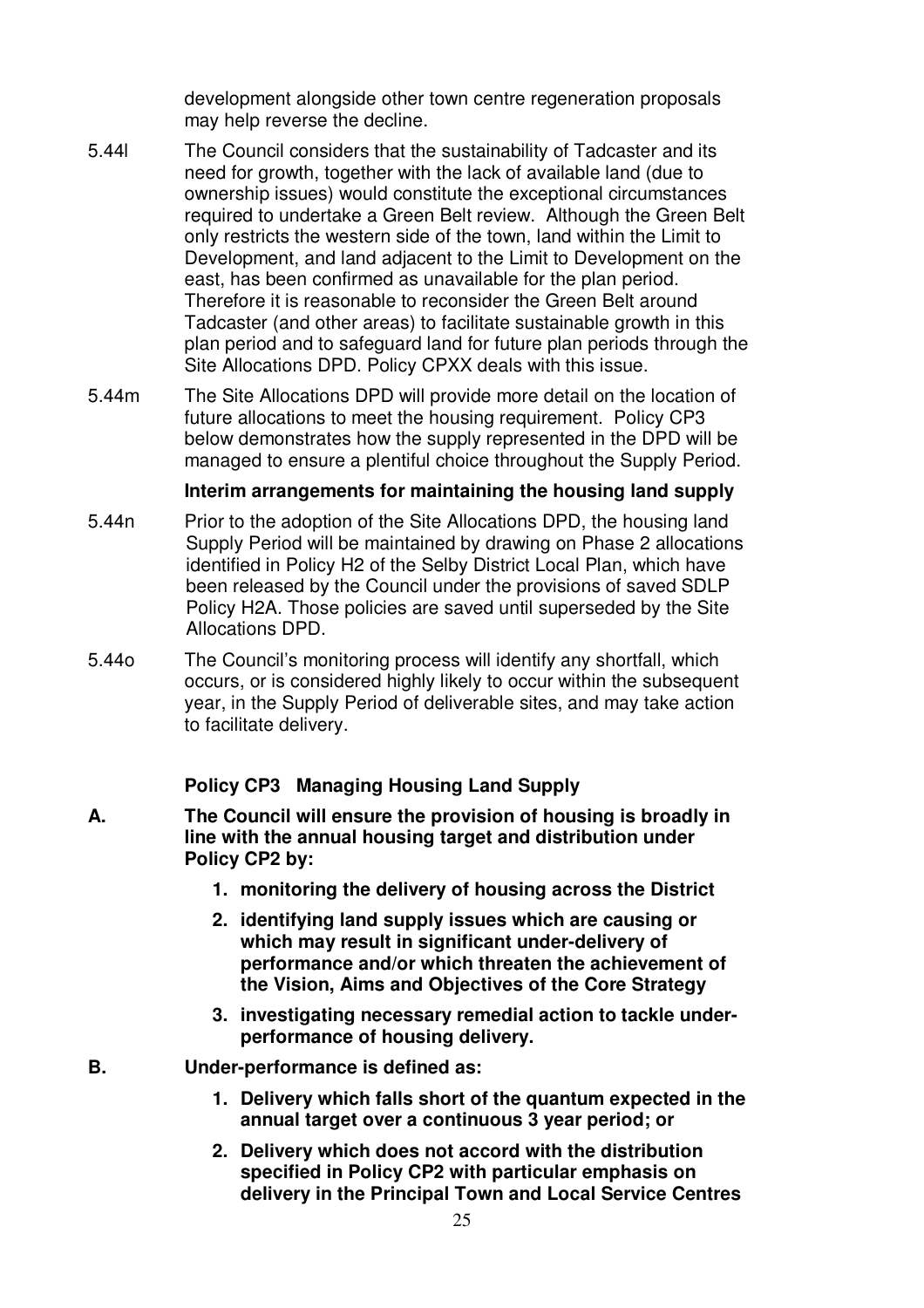development alongside other town centre regeneration proposals may help reverse the decline.

5.44l The Council considers that the sustainability of Tadcaster and its need for growth, together with the lack of available land (due to ownership issues) would constitute the exceptional circumstances required to undertake a Green Belt review. Although the Green Belt only restricts the western side of the town, land within the Limit to Development, and land adjacent to the Limit to Development on the east, has been confirmed as unavailable for the plan period. Therefore it is reasonable to reconsider the Green Belt around Tadcaster (and other areas) to facilitate sustainable growth in this plan period and to safeguard land for future plan periods through the Site Allocations DPD. Policy CPXX deals with this issue.

5.44m The Site Allocations DPD will provide more detail on the location of future allocations to meet the housing requirement. Policy CP3 below demonstrates how the supply represented in the DPD will be managed to ensure a plentiful choice throughout the Supply Period.

**Interim arrangements for maintaining the housing land supply**

5.44n Prior to the adoption of the Site Allocations DPD, the housing land Supply Period will be maintained by drawing on Phase 2 allocations identified in Policy H2 of the Selby District Local Plan, which have been released by the Council under the provisions of saved SDLP Policy H2A. Those policies are saved until superseded by the Site Allocations DPD.

5.44o The Council's monitoring process will identify any shortfall, which occurs, or is considered highly likely to occur within the subsequent year, in the Supply Period of deliverable sites, and may take action to facilitate delivery.

**Policy CP3 Managing Housing Land Supply**

**A. The Council will ensure the provision of housing is broadly in line with the annual housing target and distribution under Policy CP2 by:**

1. **monitoring the delivery of housing across the District**
2. **identifying land supply issues which are causing or which may result in significant under-delivery of performance and/or which threaten the achievement of the Vision, Aims and Objectives of the Core Strategy**
3. **investigating necessary remedial action to tackle under-performance of housing delivery.**

**B. Under-performance is defined as:**

1. **Delivery which falls short of the quantum expected in the annual target over a continuous 3 year period; or**
2. **Delivery which does not accord with the distribution specified in Policy CP2 with particular emphasis on delivery in the Principal Town and Local Service Centres**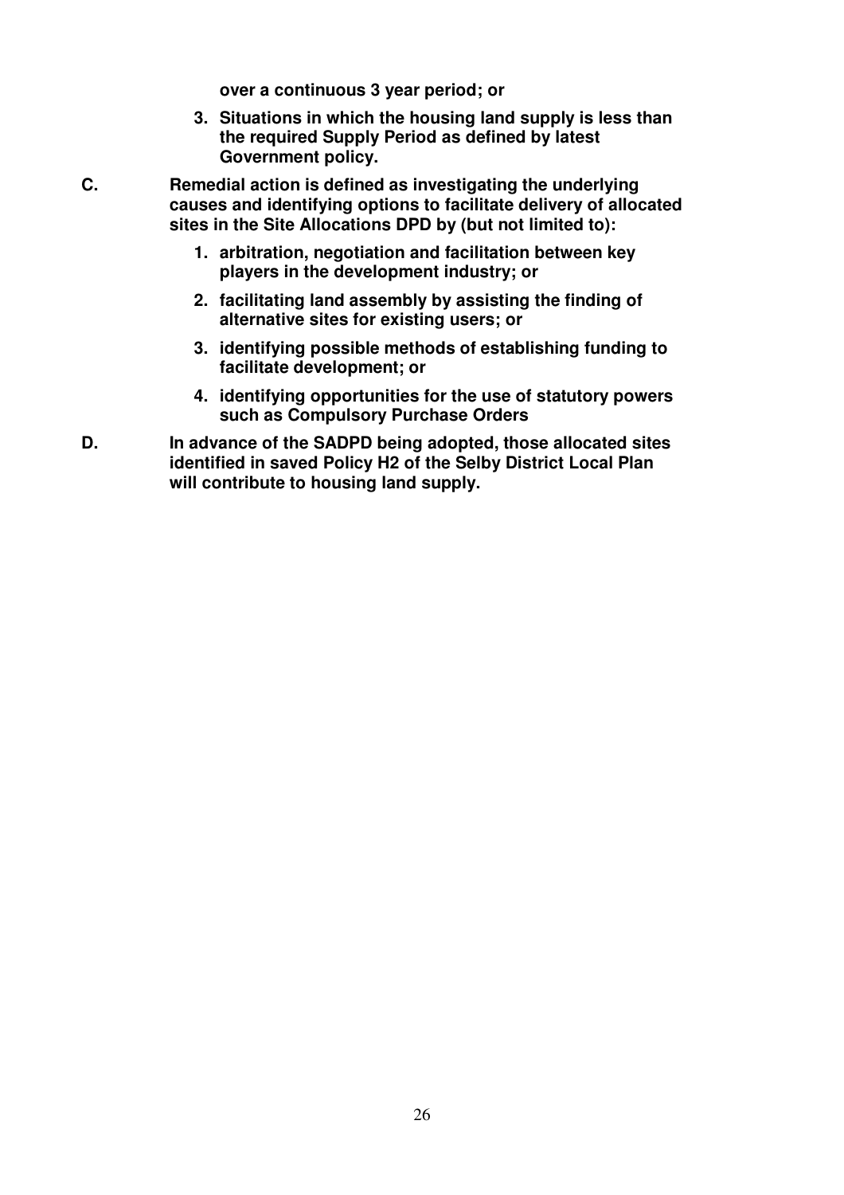**over a continuous 3 year period; or**

3. **Situations in which the housing land supply is less than the required Supply Period as defined by latest Government policy.**

**C.** **Remedial action is defined as investigating the underlying causes and identifying options to facilitate delivery of allocated sites in the Site Allocations DPD by (but not limited to):**

1. **arbitration, negotiation and facilitation between key players in the development industry; or**
2. **facilitating land assembly by assisting the finding of alternative sites for existing users; or**
3. **identifying possible methods of establishing funding to facilitate development; or**
4. **identifying opportunities for the use of statutory powers such as Compulsory Purchase Orders**

**D.** **In advance of the SADPD being adopted, those allocated sites identified in saved Policy H2 of the Selby District Local Plan will contribute to housing land supply.**